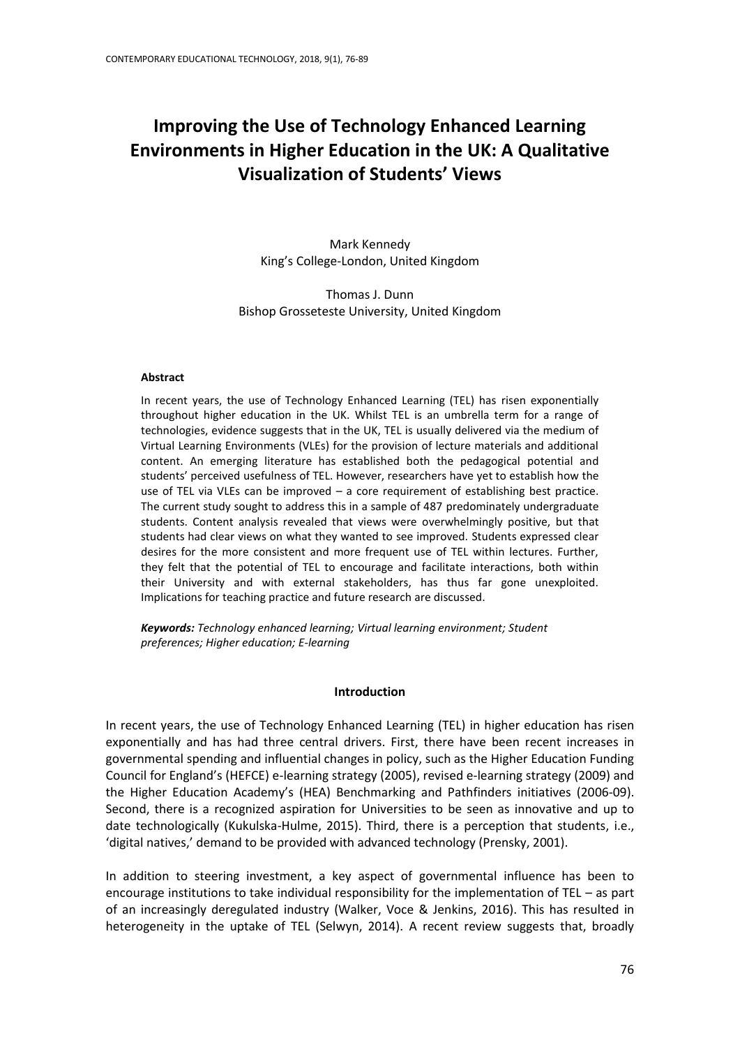# Improving the Use of Technology Enhanced Learning Environments in Higher Education in the UK: A Qualitative Visualization of Students' Views

Mark Kennedy
King's College-London, United Kingdom

Thomas J. Dunn
Bishop Grosseteste University, United Kingdom

### Abstract

In recent years, the use of Technology Enhanced Learning (TEL) has risen exponentially throughout higher education in the UK. Whilst TEL is an umbrella term for a range of technologies, evidence suggests that in the UK, TEL is usually delivered via the medium of Virtual Learning Environments (VLEs) for the provision of lecture materials and additional content. An emerging literature has established both the pedagogical potential and students' perceived usefulness of TEL. However, researchers have yet to establish how the use of TEL via VLEs can be improved – a core requirement of establishing best practice. The current study sought to address this in a sample of 487 predominately undergraduate students. Content analysis revealed that views were overwhelmingly positive, but that students had clear views on what they wanted to see improved. Students expressed clear desires for the more consistent and more frequent use of TEL within lectures. Further, they felt that the potential of TEL to encourage and facilitate interactions, both within their University and with external stakeholders, has thus far gone unexploited. Implications for teaching practice and future research are discussed.

***Keywords:*** *Technology enhanced learning; Virtual learning environment; Student preferences; Higher education; E-learning*

## Introduction

In recent years, the use of Technology Enhanced Learning (TEL) in higher education has risen exponentially and has had three central drivers. First, there have been recent increases in governmental spending and influential changes in policy, such as the Higher Education Funding Council for England's (HEFCE) e-learning strategy (2005), revised e-learning strategy (2009) and the Higher Education Academy's (HEA) Benchmarking and Pathfinders initiatives (2006-09). Second, there is a recognized aspiration for Universities to be seen as innovative and up to date technologically (Kukulska-Hulme, 2015). Third, there is a perception that students, i.e., 'digital natives,' demand to be provided with advanced technology (Prensky, 2001).

In addition to steering investment, a key aspect of governmental influence has been to encourage institutions to take individual responsibility for the implementation of TEL – as part of an increasingly deregulated industry (Walker, Voce & Jenkins, 2016). This has resulted in heterogeneity in the uptake of TEL (Selwyn, 2014). A recent review suggests that, broadly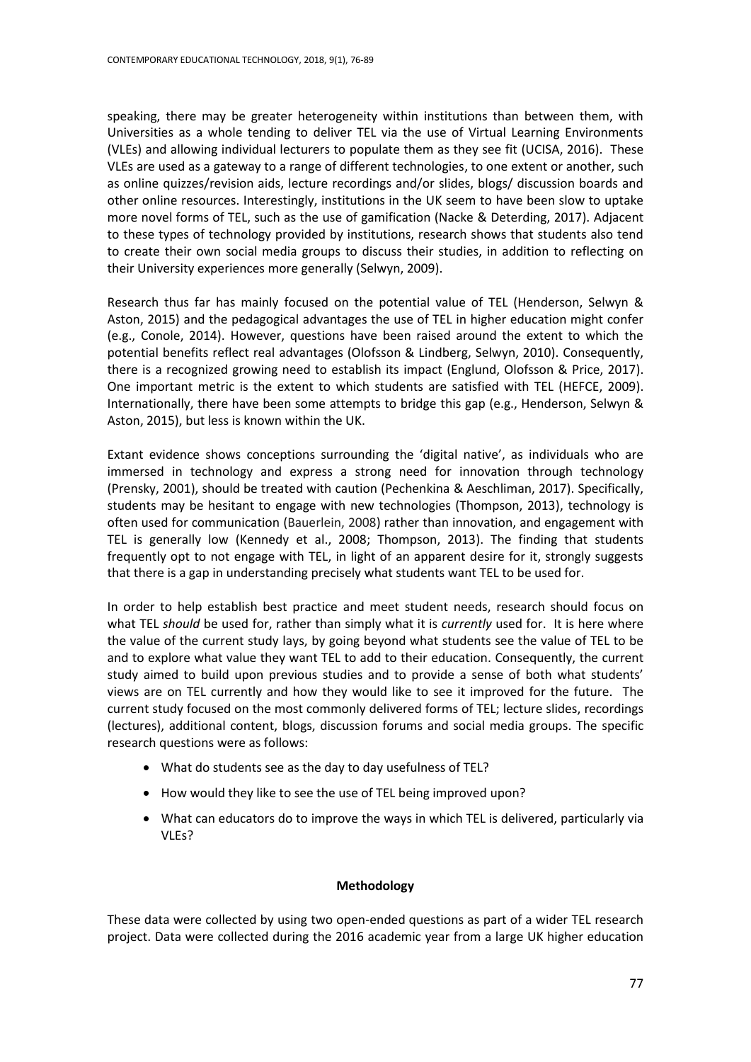speaking, there may be greater heterogeneity within institutions than between them, with Universities as a whole tending to deliver TEL via the use of Virtual Learning Environments (VLEs) and allowing individual lecturers to populate them as they see fit (UCISA, 2016). These VLEs are used as a gateway to a range of different technologies, to one extent or another, such as online quizzes/revision aids, lecture recordings and/or slides, blogs/ discussion boards and other online resources. Interestingly, institutions in the UK seem to have been slow to uptake more novel forms of TEL, such as the use of gamification (Nacke & Deterding, 2017). Adjacent to these types of technology provided by institutions, research shows that students also tend to create their own social media groups to discuss their studies, in addition to reflecting on their University experiences more generally (Selwyn, 2009).

Research thus far has mainly focused on the potential value of TEL (Henderson, Selwyn & Aston, 2015) and the pedagogical advantages the use of TEL in higher education might confer (e.g., Conole, 2014). However, questions have been raised around the extent to which the potential benefits reflect real advantages (Olofsson & Lindberg, Selwyn, 2010). Consequently, there is a recognized growing need to establish its impact (Englund, Olofsson & Price, 2017). One important metric is the extent to which students are satisfied with TEL (HEFCE, 2009). Internationally, there have been some attempts to bridge this gap (e.g., Henderson, Selwyn & Aston, 2015), but less is known within the UK.

Extant evidence shows conceptions surrounding the 'digital native', as individuals who are immersed in technology and express a strong need for innovation through technology (Prensky, 2001), should be treated with caution (Pechenkina & Aeschliman, 2017). Specifically, students may be hesitant to engage with new technologies (Thompson, 2013), technology is often used for communication (Bauerlein, 2008) rather than innovation, and engagement with TEL is generally low (Kennedy et al., 2008; Thompson, 2013). The finding that students frequently opt to not engage with TEL, in light of an apparent desire for it, strongly suggests that there is a gap in understanding precisely what students want TEL to be used for.

In order to help establish best practice and meet student needs, research should focus on what TEL *should* be used for, rather than simply what it is *currently* used for. It is here where the value of the current study lays, by going beyond what students see the value of TEL to be and to explore what value they want TEL to add to their education. Consequently, the current study aimed to build upon previous studies and to provide a sense of both what students' views are on TEL currently and how they would like to see it improved for the future. The current study focused on the most commonly delivered forms of TEL; lecture slides, recordings (lectures), additional content, blogs, discussion forums and social media groups. The specific research questions were as follows:

- What do students see as the day to day usefulness of TEL?
- How would they like to see the use of TEL being improved upon?
- What can educators do to improve the ways in which TEL is delivered, particularly via VLEs?

## Methodology

These data were collected by using two open-ended questions as part of a wider TEL research project. Data were collected during the 2016 academic year from a large UK higher education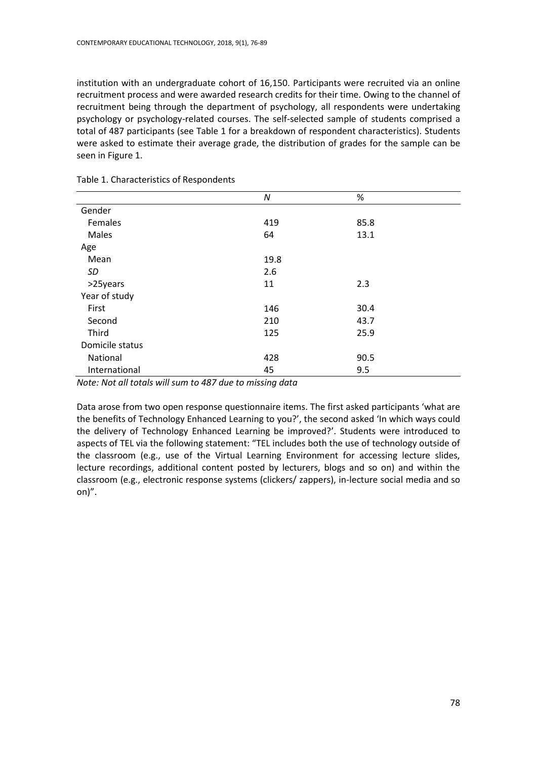institution with an undergraduate cohort of 16,150. Participants were recruited via an online recruitment process and were awarded research credits for their time. Owing to the channel of recruitment being through the department of psychology, all respondents were undertaking psychology or psychology-related courses. The self-selected sample of students comprised a total of 487 participants (see Table 1 for a breakdown of respondent characteristics). Students were asked to estimate their average grade, the distribution of grades for the sample can be seen in Figure 1.

Table 1. Characteristics of Respondents

| | *N* | % |
|---|---|---|
| Gender | | |
| Females | 419 | 85.8 |
| Males | 64 | 13.1 |
| Age | | |
| Mean | 19.8 | |
| *SD* | 2.6 | |
| >25years | 11 | 2.3 |
| Year of study | | |
| First | 146 | 30.4 |
| Second | 210 | 43.7 |
| Third | 125 | 25.9 |
| Domicile status | | |
| National | 428 | 90.5 |
| International | 45 | 9.5 |

*Note: Not all totals will sum to 487 due to missing data*

Data arose from two open response questionnaire items. The first asked participants 'what are the benefits of Technology Enhanced Learning to you?', the second asked 'In which ways could the delivery of Technology Enhanced Learning be improved?'. Students were introduced to aspects of TEL via the following statement: "TEL includes both the use of technology outside of the classroom (e.g., use of the Virtual Learning Environment for accessing lecture slides, lecture recordings, additional content posted by lecturers, blogs and so on) and within the classroom (e.g., electronic response systems (clickers/ zappers), in-lecture social media and so on)".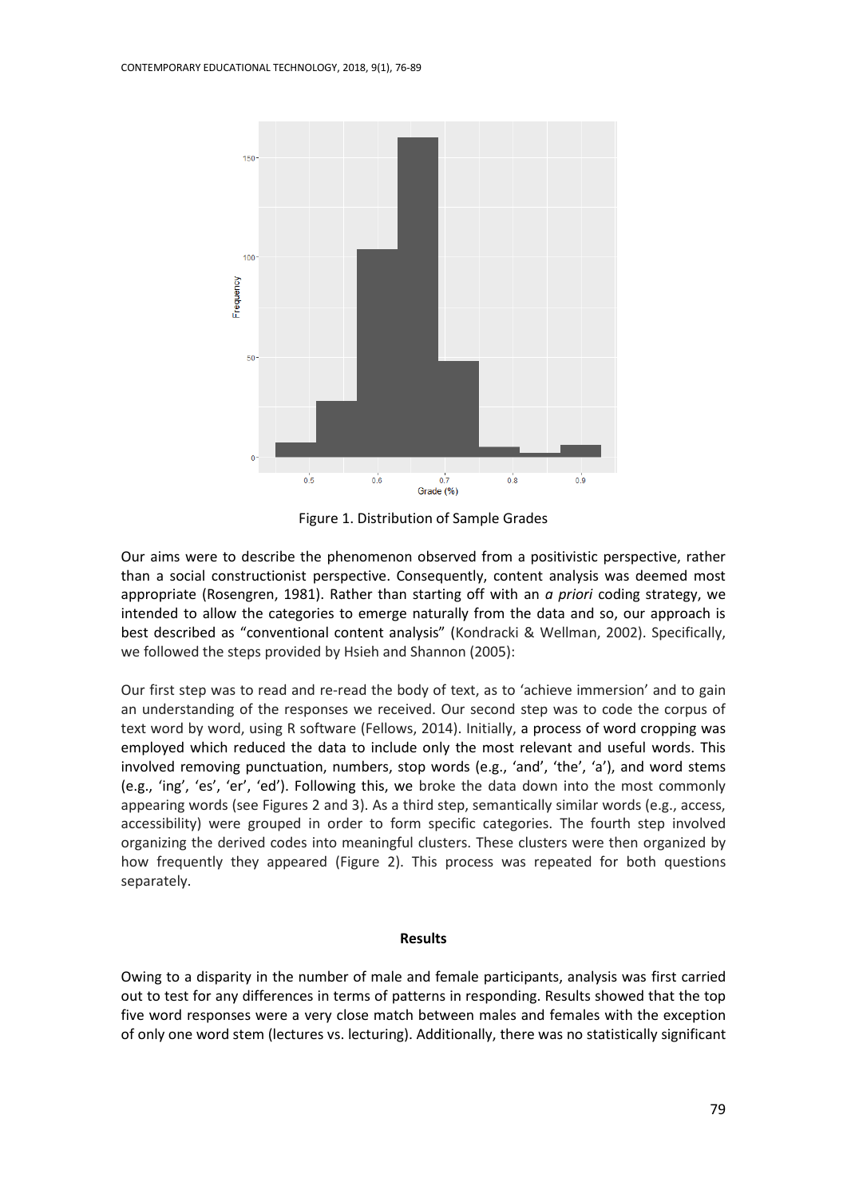Figure 1. Distribution of Sample Grades

Our aims were to describe the phenomenon observed from a positivistic perspective, rather than a social constructionist perspective. Consequently, content analysis was deemed most appropriate (Rosengren, 1981). Rather than starting off with an *a priori* coding strategy, we intended to allow the categories to emerge naturally from the data and so, our approach is best described as "conventional content analysis" (Kondracki & Wellman, 2002). Specifically, we followed the steps provided by Hsieh and Shannon (2005):

Our first step was to read and re-read the body of text, as to 'achieve immersion' and to gain an understanding of the responses we received. Our second step was to code the corpus of text word by word, using R software (Fellows, 2014). Initially, a process of word cropping was employed which reduced the data to include only the most relevant and useful words. This involved removing punctuation, numbers, stop words (e.g., 'and', 'the', 'a'), and word stems (e.g., 'ing', 'es', 'er', 'ed'). Following this, we broke the data down into the most commonly appearing words (see Figures 2 and 3). As a third step, semantically similar words (e.g., access, accessibility) were grouped in order to form specific categories. The fourth step involved organizing the derived codes into meaningful clusters. These clusters were then organized by how frequently they appeared (Figure 2). This process was repeated for both questions separately.

## Results

Owing to a disparity in the number of male and female participants, analysis was first carried out to test for any differences in terms of patterns in responding. Results showed that the top five word responses were a very close match between males and females with the exception of only one word stem (lectures vs. lecturing). Additionally, there was no statistically significant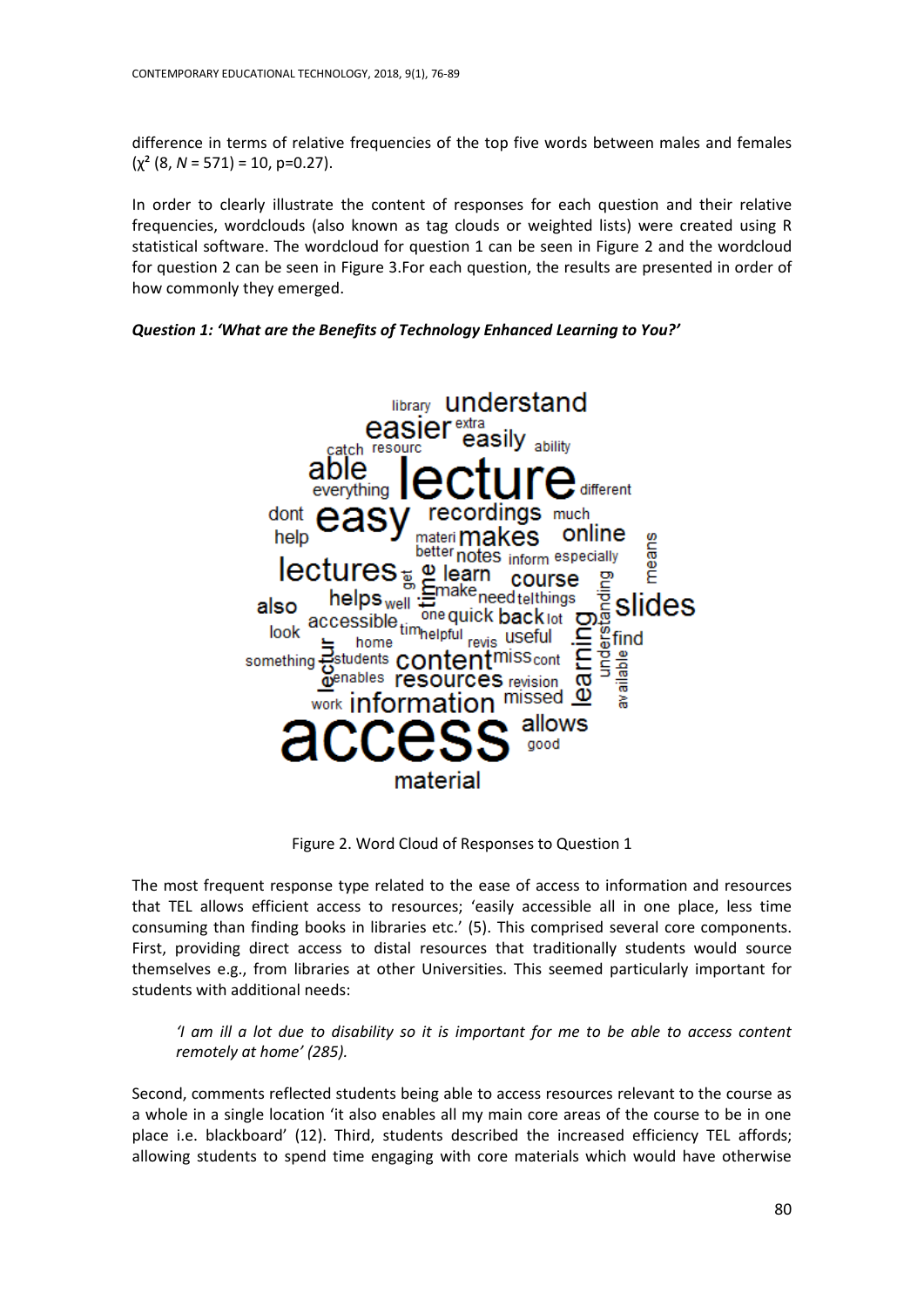difference in terms of relative frequencies of the top five words between males and females ($\chi^2$ (8, *N* = 571) = 10, p=0.27).

In order to clearly illustrate the content of responses for each question and their relative frequencies, wordclouds (also known as tag clouds or weighted lists) were created using R statistical software. The wordcloud for question 1 can be seen in Figure 2 and the wordcloud for question 2 can be seen in Figure 3.For each question, the results are presented in order of how commonly they emerged.

***Question 1: 'What are the Benefits of Technology Enhanced Learning to You?'***

Figure 2. Word Cloud of Responses to Question 1

The most frequent response type related to the ease of access to information and resources that TEL allows efficient access to resources; 'easily accessible all in one place, less time consuming than finding books in libraries etc.' (5). This comprised several core components. First, providing direct access to distal resources that traditionally students would source themselves e.g., from libraries at other Universities. This seemed particularly important for students with additional needs:

> *'I am ill a lot due to disability so it is important for me to be able to access content remotely at home' (285).*

Second, comments reflected students being able to access resources relevant to the course as a whole in a single location 'it also enables all my main core areas of the course to be in one place i.e. blackboard' (12). Third, students described the increased efficiency TEL affords; allowing students to spend time engaging with core materials which would have otherwise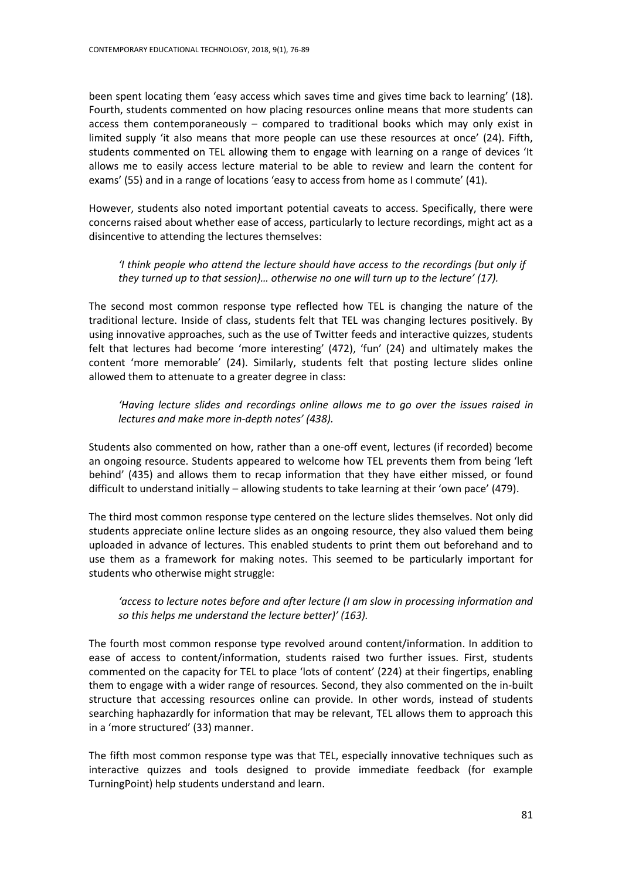been spent locating them 'easy access which saves time and gives time back to learning' (18). Fourth, students commented on how placing resources online means that more students can access them contemporaneously – compared to traditional books which may only exist in limited supply 'it also means that more people can use these resources at once' (24). Fifth, students commented on TEL allowing them to engage with learning on a range of devices 'It allows me to easily access lecture material to be able to review and learn the content for exams' (55) and in a range of locations 'easy to access from home as I commute' (41).

However, students also noted important potential caveats to access. Specifically, there were concerns raised about whether ease of access, particularly to lecture recordings, might act as a disincentive to attending the lectures themselves:

> *'I think people who attend the lecture should have access to the recordings (but only if they turned up to that session)… otherwise no one will turn up to the lecture' (17).*

The second most common response type reflected how TEL is changing the nature of the traditional lecture. Inside of class, students felt that TEL was changing lectures positively. By using innovative approaches, such as the use of Twitter feeds and interactive quizzes, students felt that lectures had become 'more interesting' (472), 'fun' (24) and ultimately makes the content 'more memorable' (24). Similarly, students felt that posting lecture slides online allowed them to attenuate to a greater degree in class:

> *'Having lecture slides and recordings online allows me to go over the issues raised in lectures and make more in-depth notes' (438).*

Students also commented on how, rather than a one-off event, lectures (if recorded) become an ongoing resource. Students appeared to welcome how TEL prevents them from being 'left behind' (435) and allows them to recap information that they have either missed, or found difficult to understand initially – allowing students to take learning at their 'own pace' (479).

The third most common response type centered on the lecture slides themselves. Not only did students appreciate online lecture slides as an ongoing resource, they also valued them being uploaded in advance of lectures. This enabled students to print them out beforehand and to use them as a framework for making notes. This seemed to be particularly important for students who otherwise might struggle:

> *'access to lecture notes before and after lecture (I am slow in processing information and so this helps me understand the lecture better)' (163).*

The fourth most common response type revolved around content/information. In addition to ease of access to content/information, students raised two further issues. First, students commented on the capacity for TEL to place 'lots of content' (224) at their fingertips, enabling them to engage with a wider range of resources. Second, they also commented on the in-built structure that accessing resources online can provide. In other words, instead of students searching haphazardly for information that may be relevant, TEL allows them to approach this in a 'more structured' (33) manner.

The fifth most common response type was that TEL, especially innovative techniques such as interactive quizzes and tools designed to provide immediate feedback (for example TurningPoint) help students understand and learn.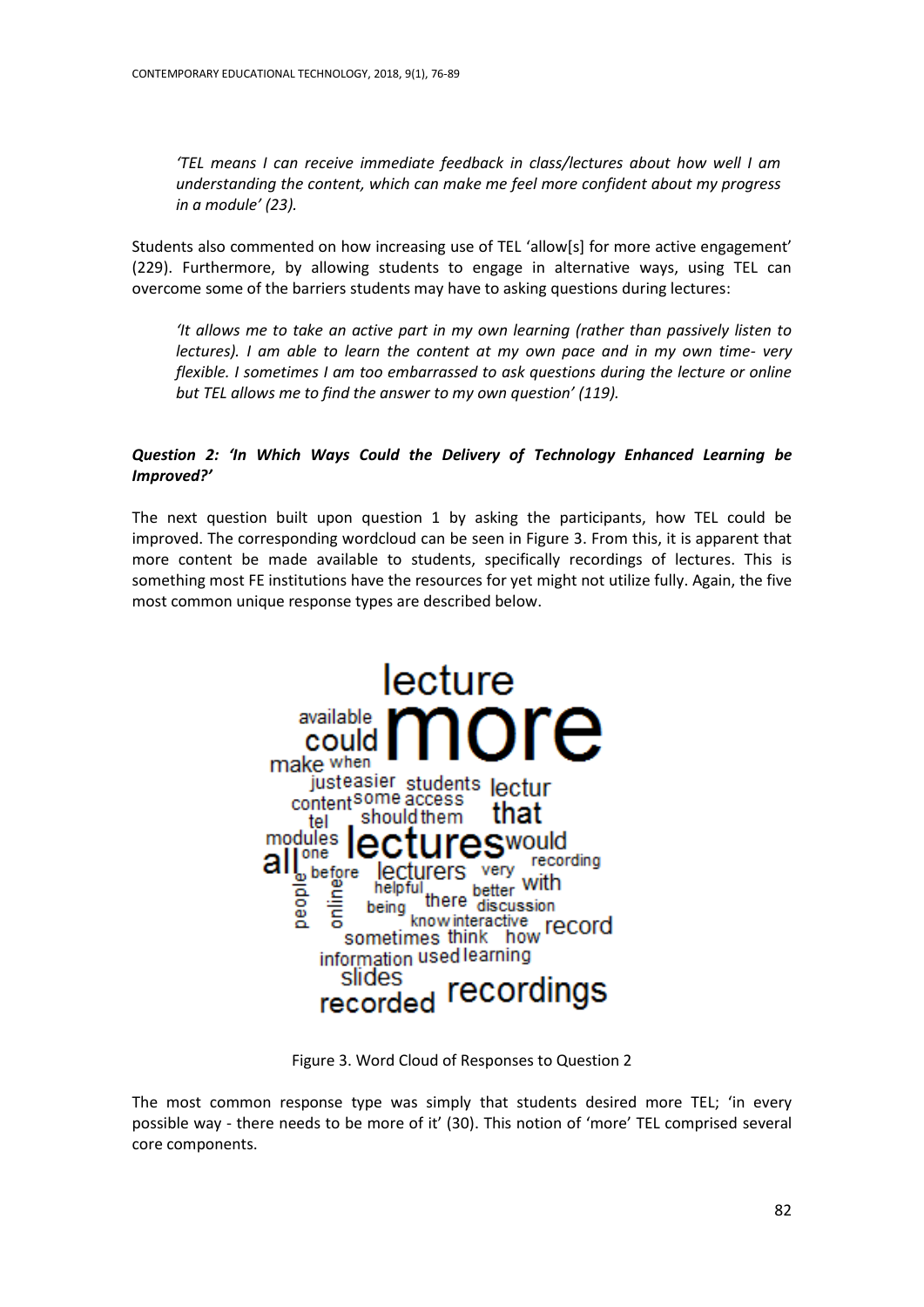*'TEL means I can receive immediate feedback in class/lectures about how well I am understanding the content, which can make me feel more confident about my progress in a module' (23).*

Students also commented on how increasing use of TEL 'allow[s] for more active engagement' (229). Furthermore, by allowing students to engage in alternative ways, using TEL can overcome some of the barriers students may have to asking questions during lectures:

*'It allows me to take an active part in my own learning (rather than passively listen to lectures). I am able to learn the content at my own pace and in my own time- very flexible. I sometimes I am too embarrassed to ask questions during the lecture or online but TEL allows me to find the answer to my own question' (119).*

### *Question 2: 'In Which Ways Could the Delivery of Technology Enhanced Learning be Improved?'*

The next question built upon question 1 by asking the participants, how TEL could be improved. The corresponding wordcloud can be seen in Figure 3. From this, it is apparent that more content be made available to students, specifically recordings of lectures. This is something most FE institutions have the resources for yet might not utilize fully. Again, the five most common unique response types are described below.

Figure 3. Word Cloud of Responses to Question 2

The most common response type was simply that students desired more TEL; 'in every possible way - there needs to be more of it' (30). This notion of 'more' TEL comprised several core components.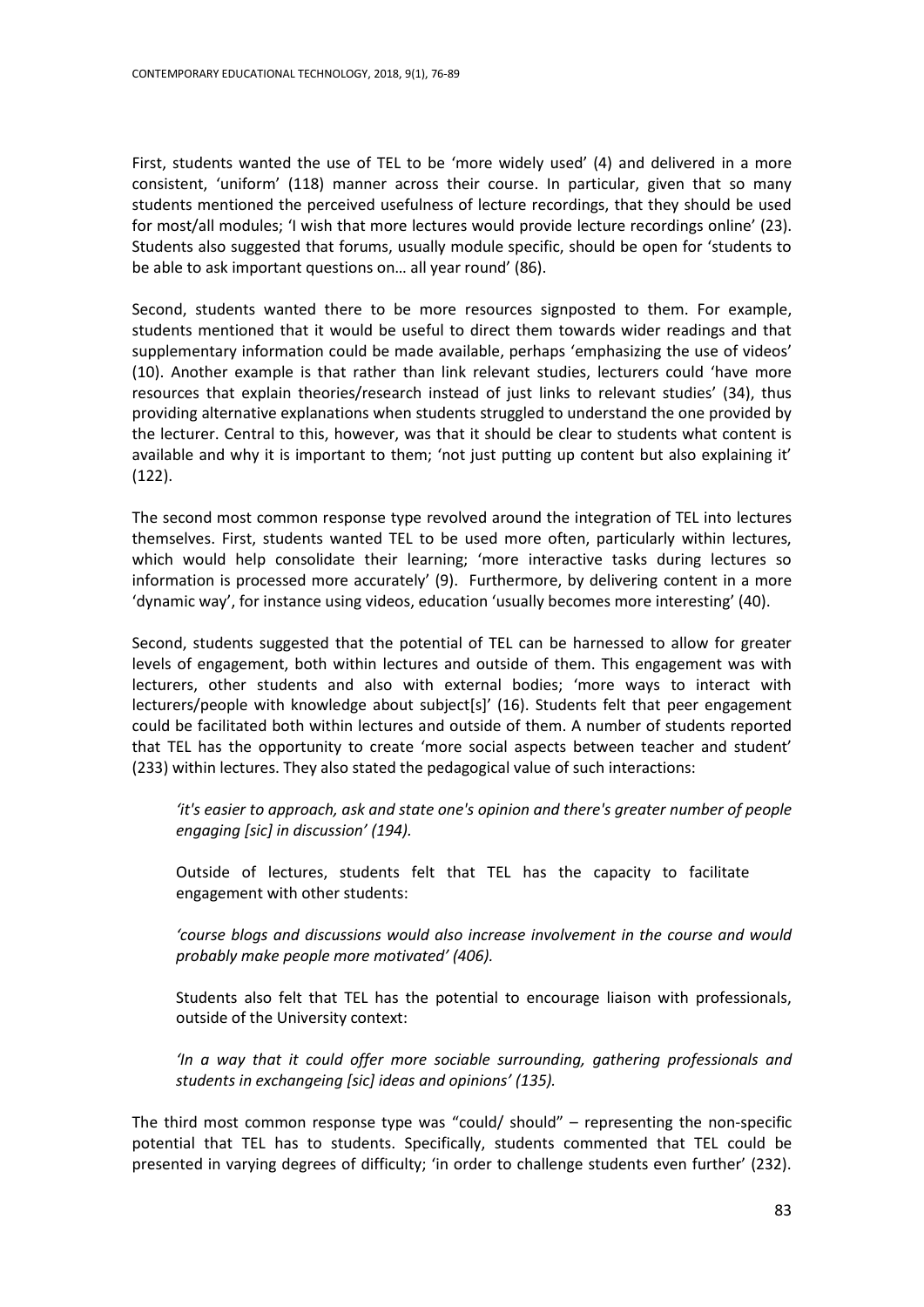First, students wanted the use of TEL to be 'more widely used' (4) and delivered in a more consistent, 'uniform' (118) manner across their course. In particular, given that so many students mentioned the perceived usefulness of lecture recordings, that they should be used for most/all modules; 'I wish that more lectures would provide lecture recordings online' (23). Students also suggested that forums, usually module specific, should be open for 'students to be able to ask important questions on… all year round' (86).

Second, students wanted there to be more resources signposted to them. For example, students mentioned that it would be useful to direct them towards wider readings and that supplementary information could be made available, perhaps 'emphasizing the use of videos' (10). Another example is that rather than link relevant studies, lecturers could 'have more resources that explain theories/research instead of just links to relevant studies' (34), thus providing alternative explanations when students struggled to understand the one provided by the lecturer. Central to this, however, was that it should be clear to students what content is available and why it is important to them; 'not just putting up content but also explaining it' (122).

The second most common response type revolved around the integration of TEL into lectures themselves. First, students wanted TEL to be used more often, particularly within lectures, which would help consolidate their learning; 'more interactive tasks during lectures so information is processed more accurately' (9). Furthermore, by delivering content in a more 'dynamic way', for instance using videos, education 'usually becomes more interesting' (40).

Second, students suggested that the potential of TEL can be harnessed to allow for greater levels of engagement, both within lectures and outside of them. This engagement was with lecturers, other students and also with external bodies; 'more ways to interact with lecturers/people with knowledge about subject[s]' (16). Students felt that peer engagement could be facilitated both within lectures and outside of them. A number of students reported that TEL has the opportunity to create 'more social aspects between teacher and student' (233) within lectures. They also stated the pedagogical value of such interactions:

> *'it's easier to approach, ask and state one's opinion and there's greater number of people engaging [sic] in discussion' (194).*
>
> Outside of lectures, students felt that TEL has the capacity to facilitate engagement with other students:
>
> *'course blogs and discussions would also increase involvement in the course and would probably make people more motivated' (406).*
>
> Students also felt that TEL has the potential to encourage liaison with professionals, outside of the University context:
>
> *'In a way that it could offer more sociable surrounding, gathering professionals and students in exchangeing [sic] ideas and opinions' (135).*

The third most common response type was "could/ should" – representing the non-specific potential that TEL has to students. Specifically, students commented that TEL could be presented in varying degrees of difficulty; 'in order to challenge students even further' (232).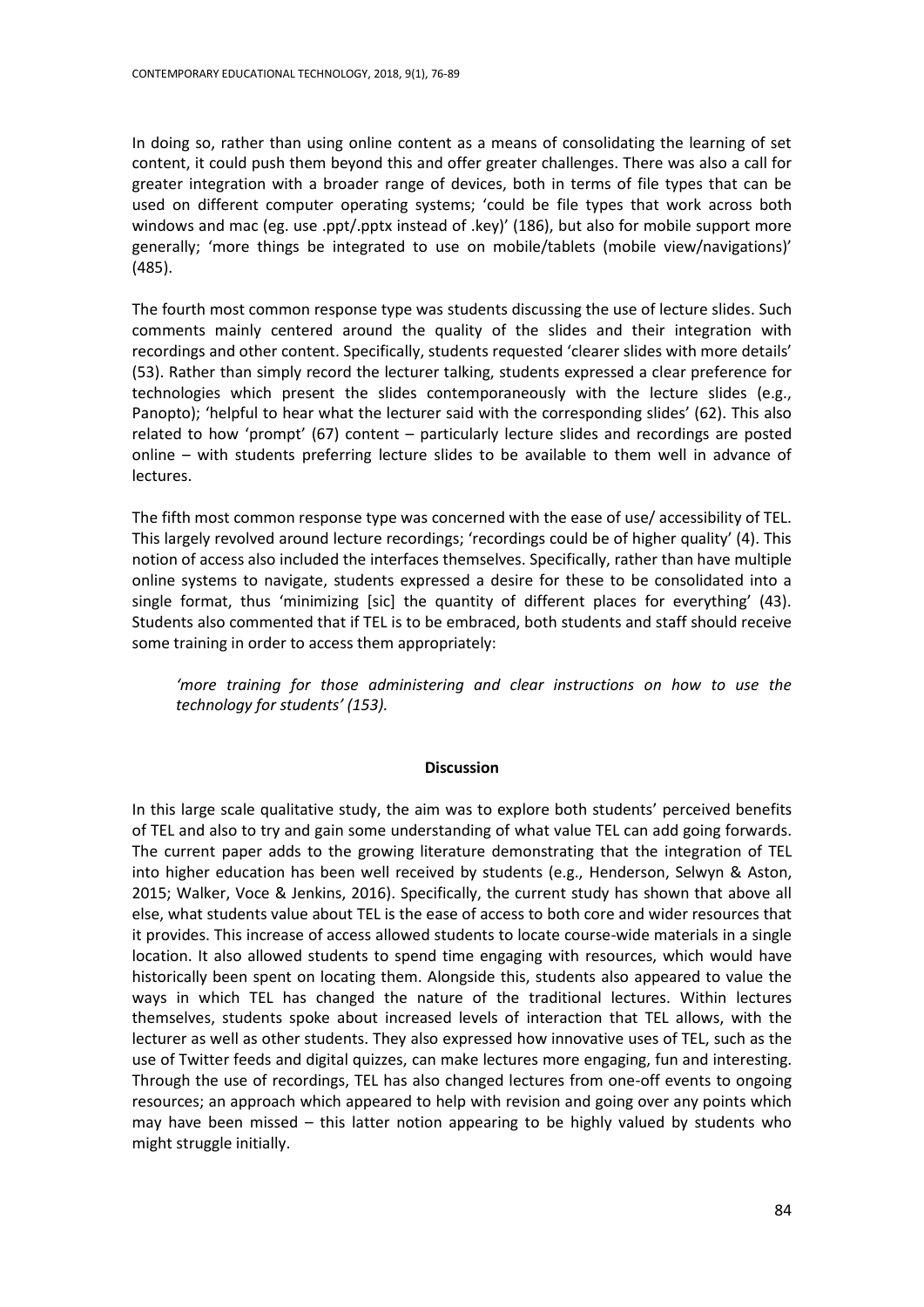In doing so, rather than using online content as a means of consolidating the learning of set content, it could push them beyond this and offer greater challenges. There was also a call for greater integration with a broader range of devices, both in terms of file types that can be used on different computer operating systems; 'could be file types that work across both windows and mac (eg. use .ppt/.pptx instead of .key)' (186), but also for mobile support more generally; 'more things be integrated to use on mobile/tablets (mobile view/navigations)' (485).

The fourth most common response type was students discussing the use of lecture slides. Such comments mainly centered around the quality of the slides and their integration with recordings and other content. Specifically, students requested 'clearer slides with more details' (53). Rather than simply record the lecturer talking, students expressed a clear preference for technologies which present the slides contemporaneously with the lecture slides (e.g., Panopto); 'helpful to hear what the lecturer said with the corresponding slides' (62). This also related to how 'prompt' (67) content – particularly lecture slides and recordings are posted online – with students preferring lecture slides to be available to them well in advance of lectures.

The fifth most common response type was concerned with the ease of use/ accessibility of TEL. This largely revolved around lecture recordings; 'recordings could be of higher quality' (4). This notion of access also included the interfaces themselves. Specifically, rather than have multiple online systems to navigate, students expressed a desire for these to be consolidated into a single format, thus 'minimizing [sic] the quantity of different places for everything' (43). Students also commented that if TEL is to be embraced, both students and staff should receive some training in order to access them appropriately:

> *'more training for those administering and clear instructions on how to use the technology for students' (153).*

## Discussion

In this large scale qualitative study, the aim was to explore both students' perceived benefits of TEL and also to try and gain some understanding of what value TEL can add going forwards. The current paper adds to the growing literature demonstrating that the integration of TEL into higher education has been well received by students (e.g., Henderson, Selwyn & Aston, 2015; Walker, Voce & Jenkins, 2016). Specifically, the current study has shown that above all else, what students value about TEL is the ease of access to both core and wider resources that it provides. This increase of access allowed students to locate course-wide materials in a single location. It also allowed students to spend time engaging with resources, which would have historically been spent on locating them. Alongside this, students also appeared to value the ways in which TEL has changed the nature of the traditional lectures. Within lectures themselves, students spoke about increased levels of interaction that TEL allows, with the lecturer as well as other students. They also expressed how innovative uses of TEL, such as the use of Twitter feeds and digital quizzes, can make lectures more engaging, fun and interesting. Through the use of recordings, TEL has also changed lectures from one-off events to ongoing resources; an approach which appeared to help with revision and going over any points which may have been missed – this latter notion appearing to be highly valued by students who might struggle initially.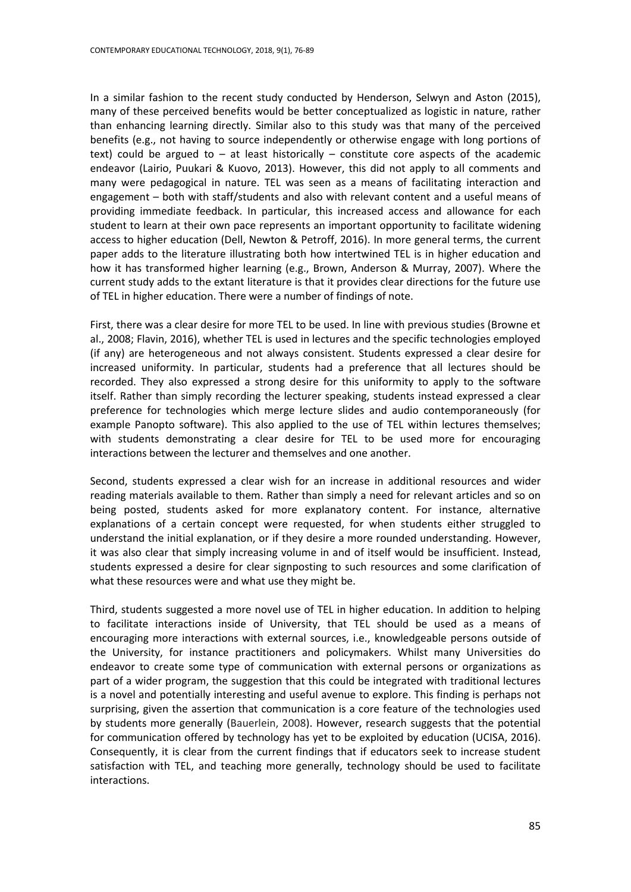In a similar fashion to the recent study conducted by Henderson, Selwyn and Aston (2015), many of these perceived benefits would be better conceptualized as logistic in nature, rather than enhancing learning directly. Similar also to this study was that many of the perceived benefits (e.g., not having to source independently or otherwise engage with long portions of text) could be argued to – at least historically – constitute core aspects of the academic endeavor (Lairio, Puukari & Kuovo, 2013). However, this did not apply to all comments and many were pedagogical in nature. TEL was seen as a means of facilitating interaction and engagement – both with staff/students and also with relevant content and a useful means of providing immediate feedback. In particular, this increased access and allowance for each student to learn at their own pace represents an important opportunity to facilitate widening access to higher education (Dell, Newton & Petroff, 2016). In more general terms, the current paper adds to the literature illustrating both how intertwined TEL is in higher education and how it has transformed higher learning (e.g., Brown, Anderson & Murray, 2007). Where the current study adds to the extant literature is that it provides clear directions for the future use of TEL in higher education. There were a number of findings of note.

First, there was a clear desire for more TEL to be used. In line with previous studies (Browne et al., 2008; Flavin, 2016), whether TEL is used in lectures and the specific technologies employed (if any) are heterogeneous and not always consistent. Students expressed a clear desire for increased uniformity. In particular, students had a preference that all lectures should be recorded. They also expressed a strong desire for this uniformity to apply to the software itself. Rather than simply recording the lecturer speaking, students instead expressed a clear preference for technologies which merge lecture slides and audio contemporaneously (for example Panopto software). This also applied to the use of TEL within lectures themselves; with students demonstrating a clear desire for TEL to be used more for encouraging interactions between the lecturer and themselves and one another.

Second, students expressed a clear wish for an increase in additional resources and wider reading materials available to them. Rather than simply a need for relevant articles and so on being posted, students asked for more explanatory content. For instance, alternative explanations of a certain concept were requested, for when students either struggled to understand the initial explanation, or if they desire a more rounded understanding. However, it was also clear that simply increasing volume in and of itself would be insufficient. Instead, students expressed a desire for clear signposting to such resources and some clarification of what these resources were and what use they might be.

Third, students suggested a more novel use of TEL in higher education. In addition to helping to facilitate interactions inside of University, that TEL should be used as a means of encouraging more interactions with external sources, i.e., knowledgeable persons outside of the University, for instance practitioners and policymakers. Whilst many Universities do endeavor to create some type of communication with external persons or organizations as part of a wider program, the suggestion that this could be integrated with traditional lectures is a novel and potentially interesting and useful avenue to explore. This finding is perhaps not surprising, given the assertion that communication is a core feature of the technologies used by students more generally (Bauerlein, 2008). However, research suggests that the potential for communication offered by technology has yet to be exploited by education (UCISA, 2016). Consequently, it is clear from the current findings that if educators seek to increase student satisfaction with TEL, and teaching more generally, technology should be used to facilitate interactions.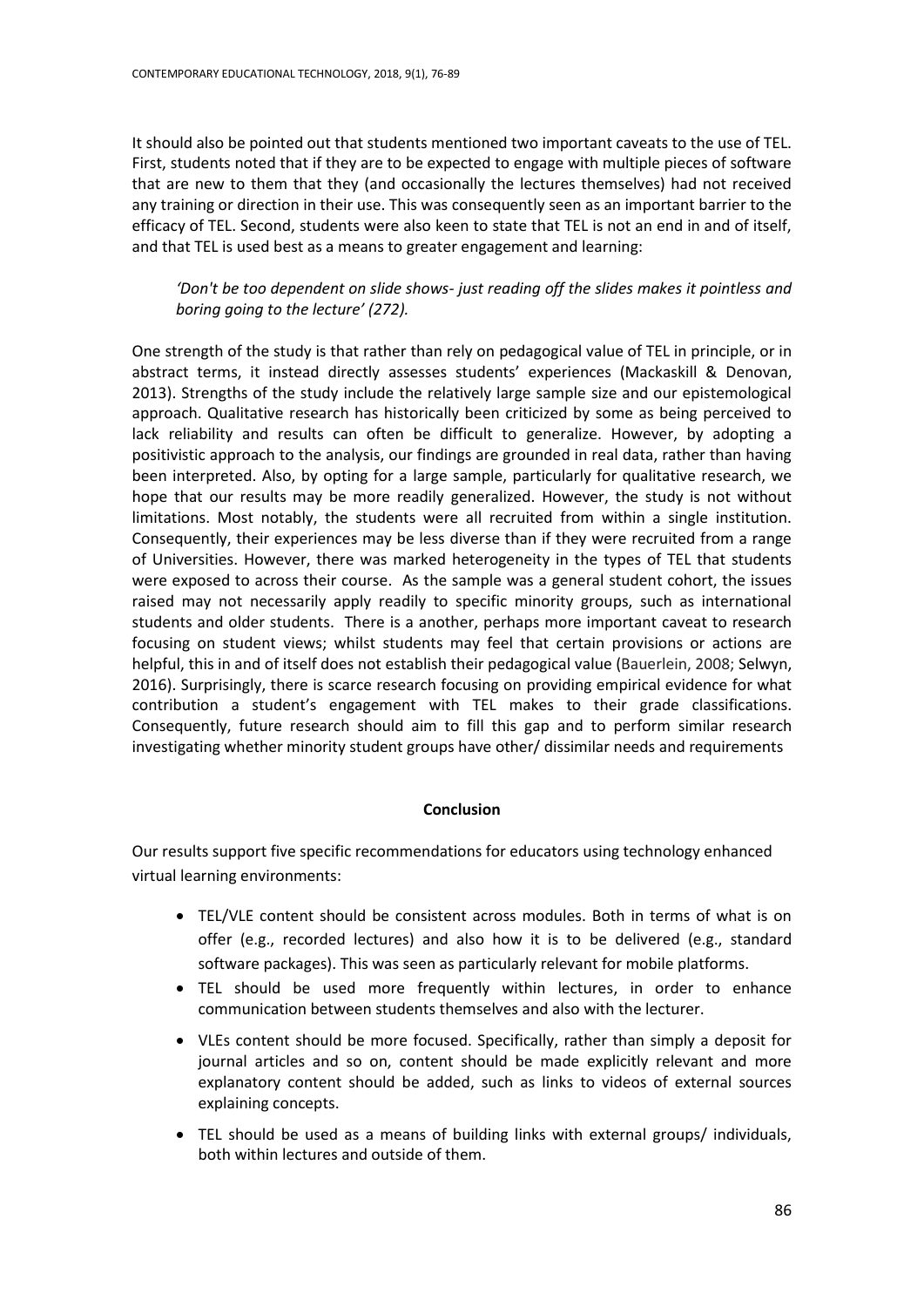It should also be pointed out that students mentioned two important caveats to the use of TEL. First, students noted that if they are to be expected to engage with multiple pieces of software that are new to them that they (and occasionally the lectures themselves) had not received any training or direction in their use. This was consequently seen as an important barrier to the efficacy of TEL. Second, students were also keen to state that TEL is not an end in and of itself, and that TEL is used best as a means to greater engagement and learning:

> *'Don't be too dependent on slide shows- just reading off the slides makes it pointless and boring going to the lecture' (272).*

One strength of the study is that rather than rely on pedagogical value of TEL in principle, or in abstract terms, it instead directly assesses students' experiences (Mackaskill & Denovan, 2013). Strengths of the study include the relatively large sample size and our epistemological approach. Qualitative research has historically been criticized by some as being perceived to lack reliability and results can often be difficult to generalize. However, by adopting a positivistic approach to the analysis, our findings are grounded in real data, rather than having been interpreted. Also, by opting for a large sample, particularly for qualitative research, we hope that our results may be more readily generalized. However, the study is not without limitations. Most notably, the students were all recruited from within a single institution. Consequently, their experiences may be less diverse than if they were recruited from a range of Universities. However, there was marked heterogeneity in the types of TEL that students were exposed to across their course. As the sample was a general student cohort, the issues raised may not necessarily apply readily to specific minority groups, such as international students and older students. There is a another, perhaps more important caveat to research focusing on student views; whilst students may feel that certain provisions or actions are helpful, this in and of itself does not establish their pedagogical value (Bauerlein, 2008; Selwyn, 2016). Surprisingly, there is scarce research focusing on providing empirical evidence for what contribution a student's engagement with TEL makes to their grade classifications. Consequently, future research should aim to fill this gap and to perform similar research investigating whether minority student groups have other/ dissimilar needs and requirements

## Conclusion

Our results support five specific recommendations for educators using technology enhanced virtual learning environments:

- TEL/VLE content should be consistent across modules. Both in terms of what is on offer (e.g., recorded lectures) and also how it is to be delivered (e.g., standard software packages). This was seen as particularly relevant for mobile platforms.
- TEL should be used more frequently within lectures, in order to enhance communication between students themselves and also with the lecturer.
- VLEs content should be more focused. Specifically, rather than simply a deposit for journal articles and so on, content should be made explicitly relevant and more explanatory content should be added, such as links to videos of external sources explaining concepts.
- TEL should be used as a means of building links with external groups/ individuals, both within lectures and outside of them.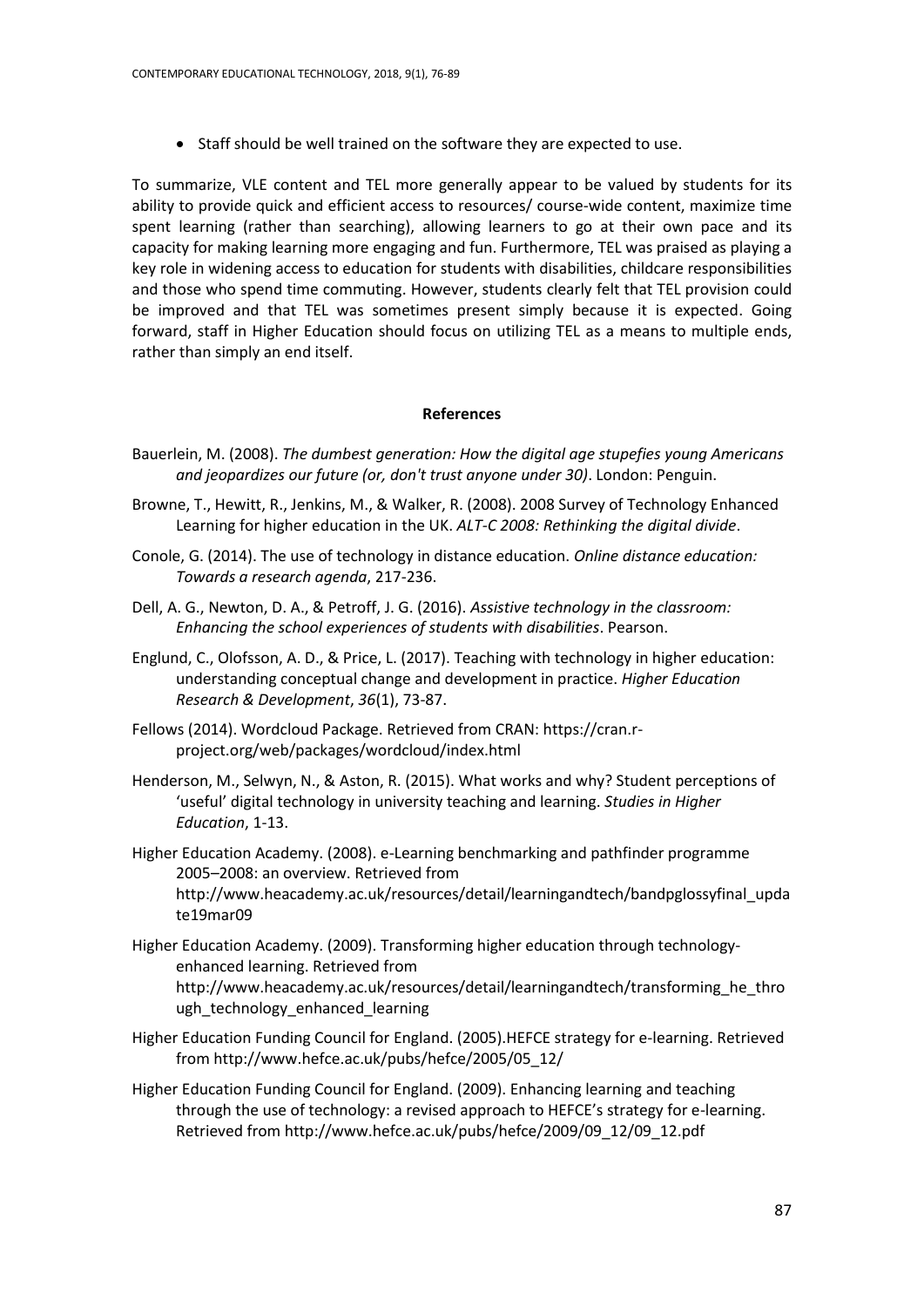- Staff should be well trained on the software they are expected to use.

To summarize, VLE content and TEL more generally appear to be valued by students for its ability to provide quick and efficient access to resources/ course-wide content, maximize time spent learning (rather than searching), allowing learners to go at their own pace and its capacity for making learning more engaging and fun. Furthermore, TEL was praised as playing a key role in widening access to education for students with disabilities, childcare responsibilities and those who spend time commuting. However, students clearly felt that TEL provision could be improved and that TEL was sometimes present simply because it is expected. Going forward, staff in Higher Education should focus on utilizing TEL as a means to multiple ends, rather than simply an end itself.

## References

Bauerlein, M. (2008). *The dumbest generation: How the digital age stupefies young Americans and jeopardizes our future (or, don't trust anyone under 30)*. London: Penguin.

Browne, T., Hewitt, R., Jenkins, M., & Walker, R. (2008). 2008 Survey of Technology Enhanced Learning for higher education in the UK. *ALT-C 2008: Rethinking the digital divide*.

Conole, G. (2014). The use of technology in distance education. *Online distance education: Towards a research agenda*, 217-236.

Dell, A. G., Newton, D. A., & Petroff, J. G. (2016). *Assistive technology in the classroom: Enhancing the school experiences of students with disabilities*. Pearson.

Englund, C., Olofsson, A. D., & Price, L. (2017). Teaching with technology in higher education: understanding conceptual change and development in practice. *Higher Education Research & Development*, *36*(1), 73-87.

Fellows (2014). Wordcloud Package. Retrieved from CRAN: https://cran.r-project.org/web/packages/wordcloud/index.html

Henderson, M., Selwyn, N., & Aston, R. (2015). What works and why? Student perceptions of 'useful' digital technology in university teaching and learning. *Studies in Higher Education*, 1-13.

Higher Education Academy. (2008). e-Learning benchmarking and pathfinder programme 2005–2008: an overview. Retrieved from http://www.heacademy.ac.uk/resources/detail/learningandtech/bandpglossyfinal_update19mar09

Higher Education Academy. (2009). Transforming higher education through technology-enhanced learning. Retrieved from http://www.heacademy.ac.uk/resources/detail/learningandtech/transforming_he_through_technology_enhanced_learning

Higher Education Funding Council for England. (2005).HEFCE strategy for e-learning. Retrieved from http://www.hefce.ac.uk/pubs/hefce/2005/05_12/

Higher Education Funding Council for England. (2009). Enhancing learning and teaching through the use of technology: a revised approach to HEFCE's strategy for e-learning. Retrieved from http://www.hefce.ac.uk/pubs/hefce/2009/09_12/09_12.pdf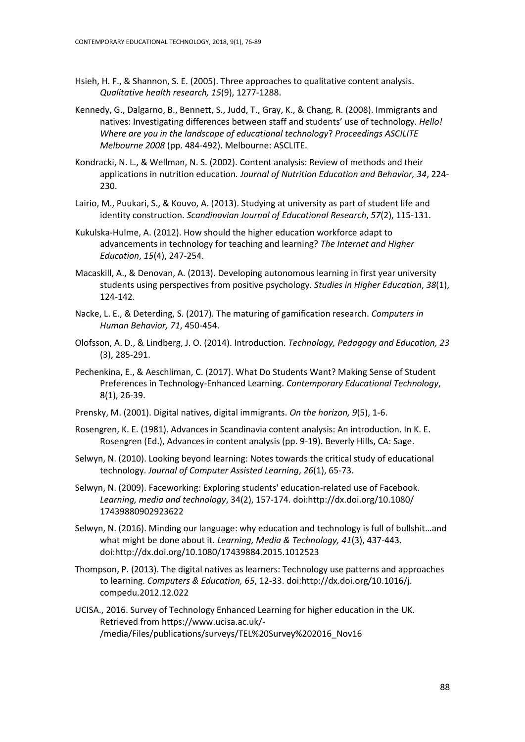Hsieh, H. F., & Shannon, S. E. (2005). Three approaches to qualitative content analysis. *Qualitative health research, 15*(9), 1277-1288.

Kennedy, G., Dalgarno, B., Bennett, S., Judd, T., Gray, K., & Chang, R. (2008). Immigrants and natives: Investigating differences between staff and students' use of technology. *Hello! Where are you in the landscape of educational technology*? *Proceedings ASCILITE Melbourne 2008* (pp. 484-492). Melbourne: ASCLITE.

Kondracki, N. L., & Wellman, N. S. (2002). Content analysis: Review of methods and their applications in nutrition education*. Journal of Nutrition Education and Behavior, 34*, 224-230.

Lairio, M., Puukari, S., & Kouvo, A. (2013). Studying at university as part of student life and identity construction. *Scandinavian Journal of Educational Research*, *57*(2), 115-131.

Kukulska-Hulme, A. (2012). How should the higher education workforce adapt to advancements in technology for teaching and learning? *The Internet and Higher Education*, *15*(4), 247-254.

Macaskill, A., & Denovan, A. (2013). Developing autonomous learning in first year university students using perspectives from positive psychology. *Studies in Higher Education*, *38*(1), 124-142.

Nacke, L. E., & Deterding, S. (2017). The maturing of gamification research. *Computers in Human Behavior, 71*, 450-454.

Olofsson, A. D., & Lindberg, J. O. (2014). Introduction. *Technology, Pedagogy and Education, 23* (3), 285-291.

Pechenkina, E., & Aeschliman, C. (2017). What Do Students Want? Making Sense of Student Preferences in Technology-Enhanced Learning. *Contemporary Educational Technology*, 8(1), 26-39.

Prensky, M. (2001). Digital natives, digital immigrants. *On the horizon, 9*(5), 1-6.

Rosengren, K. E. (1981). Advances in Scandinavia content analysis: An introduction. In K. E. Rosengren (Ed.), Advances in content analysis (pp. 9-19). Beverly Hills, CA: Sage.

Selwyn, N. (2010). Looking beyond learning: Notes towards the critical study of educational technology. *Journal of Computer Assisted Learning*, *26*(1), 65-73.

Selwyn, N. (2009). Faceworking: Exploring students' education-related use of Facebook. *Learning, media and technology*, 34(2), 157-174. doi:http://dx.doi.org/10.1080/17439880902923622

Selwyn, N. (2016). Minding our language: why education and technology is full of bullshit…and what might be done about it. *Learning, Media & Technology, 41*(3), 437-443. doi:http://dx.doi.org/10.1080/17439884.2015.1012523

Thompson, P. (2013). The digital natives as learners: Technology use patterns and approaches to learning. *Computers & Education, 65*, 12-33. doi:http://dx.doi.org/10.1016/j.compedu.2012.12.022

UCISA., 2016. Survey of Technology Enhanced Learning for higher education in the UK. Retrieved from https://www.ucisa.ac.uk/-/media/Files/publications/surveys/TEL%20Survey%202016_Nov16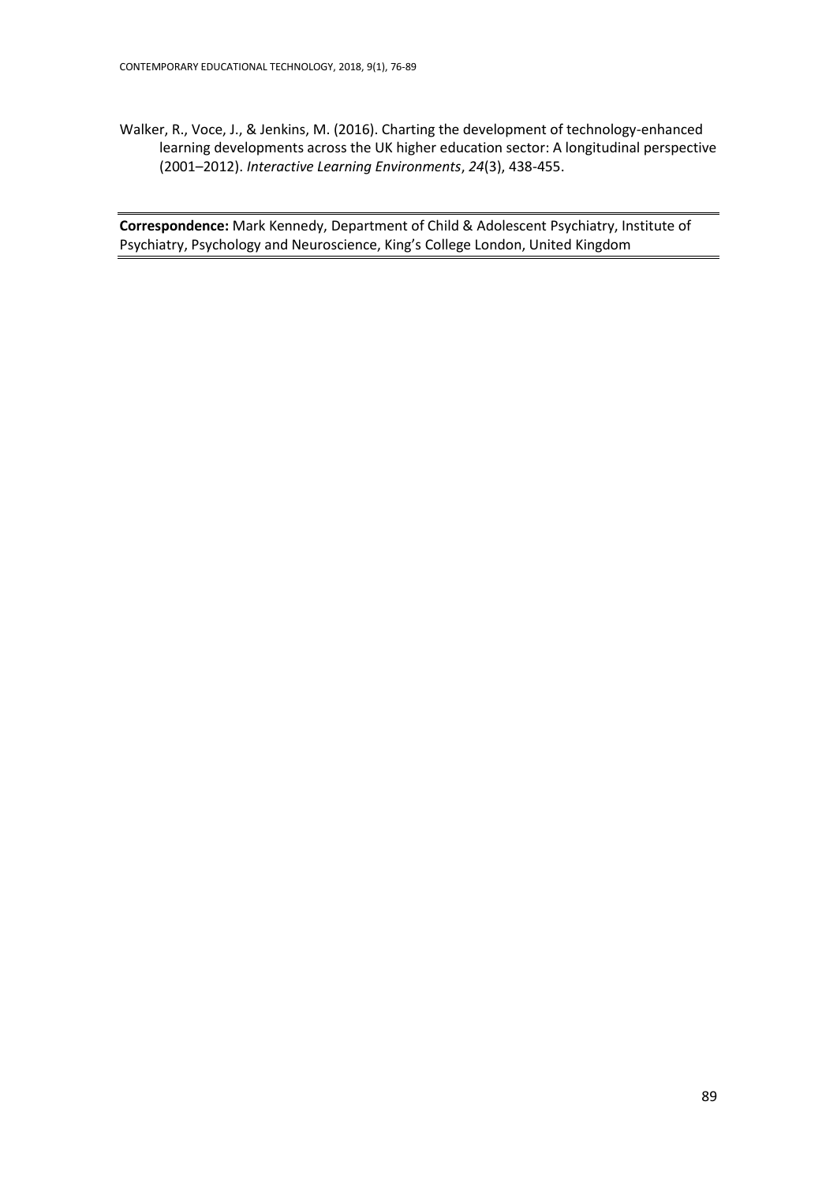Walker, R., Voce, J., & Jenkins, M. (2016). Charting the development of technology-enhanced learning developments across the UK higher education sector: A longitudinal perspective (2001–2012). *Interactive Learning Environments*, *24*(3), 438-455.

---

**Correspondence:** Mark Kennedy, Department of Child & Adolescent Psychiatry, Institute of Psychiatry, Psychology and Neuroscience, King's College London, United Kingdom

---